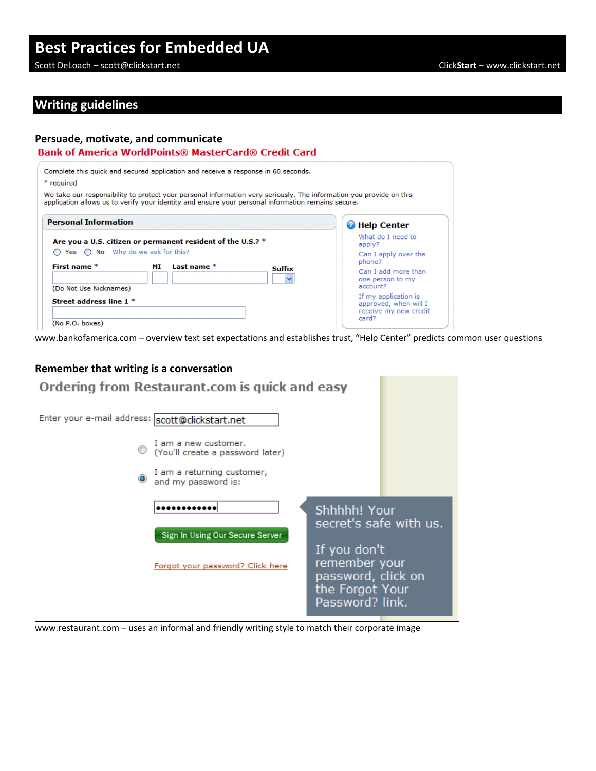# Best Practices for Embedded UA

Scott DeLoach – scott@clickstart.net

ClickStart – www.clickstart.net

## Writing guidelines

### Persuade, motivate, and communicate

**Bank of America WorldPoints® MasterCard® Credit Card**

Complete this quick and secured application and receive a response in 60 seconds.

* required

We take our responsibility to protect your personal information very seriously. The information you provide on this application allows us to verify your identity and ensure your personal information remains secure.

**Personal Information**

**Are you a U.S. citizen or permanent resident of the U.S.? ***

Yes No Why do we ask for this?

**First name *** **MI** **Last name *** **Suffix**

(Do Not Use Nicknames)

**Street address line 1 ***

(No P.O. boxes)

**Help Center**

- What do I need to apply?
- Can I apply over the phone?
- Can I add more than one person to my account?
- If my application is approved, when will I receive my new credit card?

www.bankofamerica.com – overview text set expectations and establishes trust, "Help Center" predicts common user questions

### Remember that writing is a conversation

**Ordering from Restaurant.com is quick and easy**

Enter your e-mail address: scott@clickstart.net

I am a new customer. (You'll create a password later)

I am a returning customer, and my password is:

Sign In Using Our Secure Server

Forgot your password? Click here

Shhhhh! Your secret's safe with us.

If you don't remember your password, click on the Forgot Your Password? link.

www.restaurant.com – uses an informal and friendly writing style to match their corporate image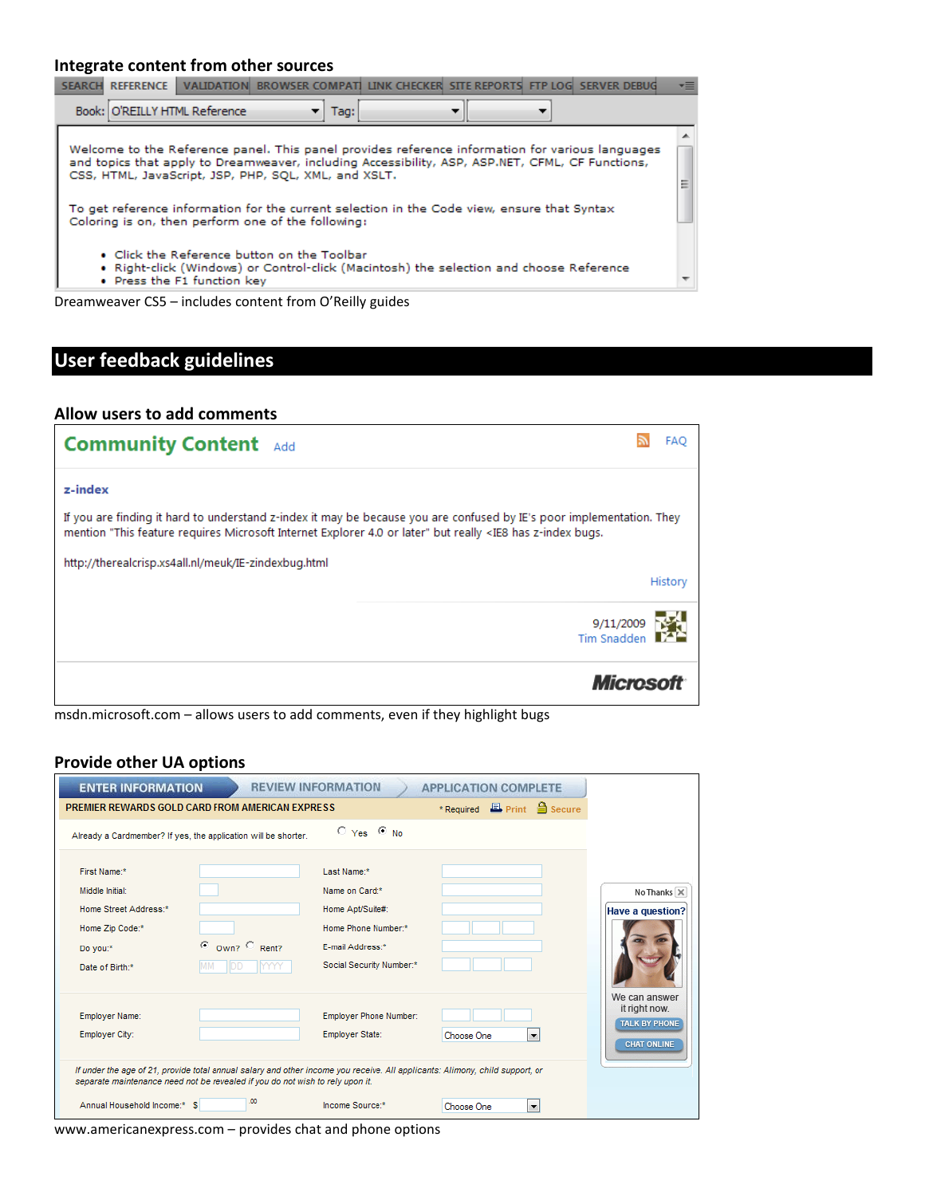### Integrate content from other sources

SEARCH | REFERENCE | VALIDATION | BROWSER COMPATI | LINK CHECKER | SITE REPORTS | FTP LOG | SERVER DEBUG

Book: O'REILLY HTML Reference Tag:

Welcome to the Reference panel. This panel provides reference information for various languages and topics that apply to Dreamweaver, including Accessibility, ASP, ASP.NET, CFML, CF Functions, CSS, HTML, JavaScript, JSP, PHP, SQL, XML, and XSLT.

To get reference information for the current selection in the Code view, ensure that Syntax Coloring is on, then perform one of the following:

- Click the Reference button on the Toolbar
- Right-click (Windows) or Control-click (Macintosh) the selection and choose Reference
- Press the F1 function key

Dreamweaver CS5 – includes content from O'Reilly guides

## User feedback guidelines

### Allow users to add comments

**Community Content** Add FAQ

**z-index**

If you are finding it hard to understand z-index it may be because you are confused by IE's poor implementation. They mention "This feature requires Microsoft Internet Explorer 4.0 or later" but really <IE8 has z-index bugs.

http://therealcrisp.xs4all.nl/meuk/IE-zindexbug.html

History

9/11/2009
Tim Snadden

Microsoft

msdn.microsoft.com – allows users to add comments, even if they highlight bugs

### Provide other UA options

ENTER INFORMATION | REVIEW INFORMATION | APPLICATION COMPLETE

PREMIER REWARDS GOLD CARD FROM AMERICAN EXPRESS * Required Print Secure

Already a Cardmember? If yes, the application will be shorter. Yes No

| | | | |
|---|---|---|---|
| First Name:* | | Last Name:* | |
| Middle Initial: | | Name on Card:* | |
| Home Street Address:* | | Home Apt/Suite#: | |
| Home Zip Code:* | | Home Phone Number:* | |
| Do you:* | Own? Rent? | E-mail Address:* | |
| Date of Birth:* | MM DD YYYY | Social Security Number:* | |
| Employer Name: | | Employer Phone Number: | |
| Employer City: | | Employer State: | Choose One |

*If under the age of 21, provide total annual salary and other income you receive. All applicants: Alimony, child support, or separate maintenance need not be revealed if you do not wish to rely upon it.*

| | | | |
|---|---|---|---|
| Annual Household Income:* | $ .00 | Income Source:* | Choose One |

No Thanks

**Have a question?**

We can answer it right now.

TALK BY PHONE

CHAT ONLINE

www.americanexpress.com – provides chat and phone options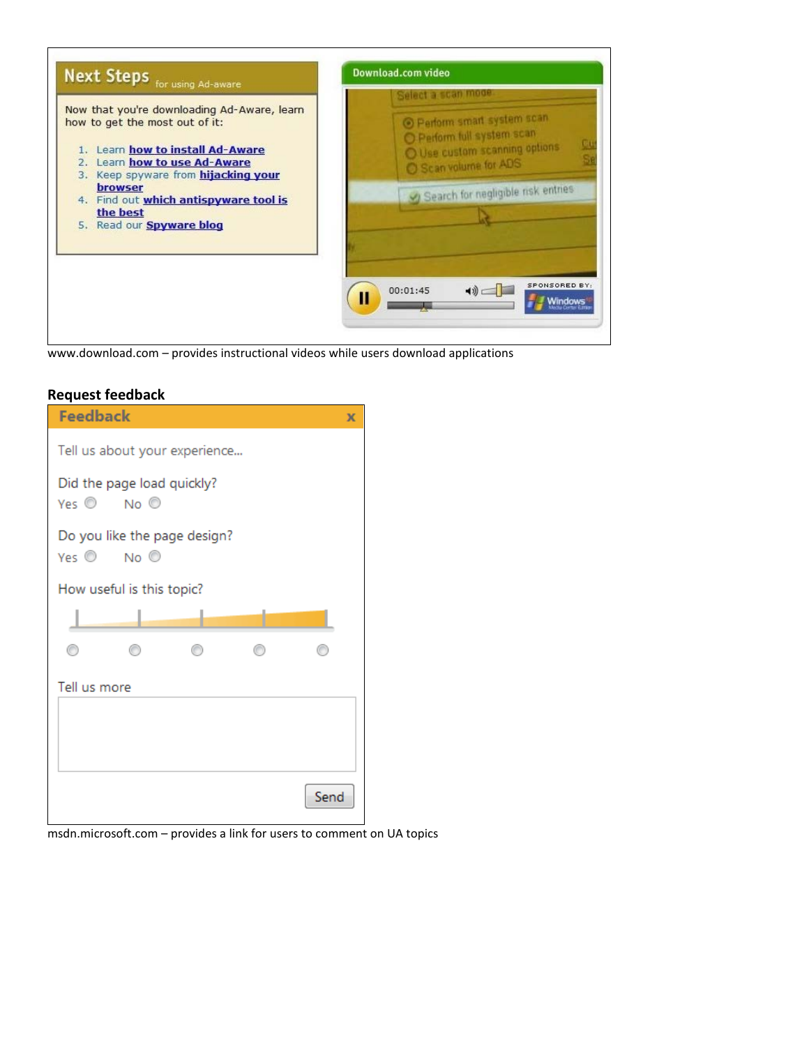**Next Steps** for using Ad-aware

Now that you're downloading Ad-Aware, learn how to get the most out of it:

1. Learn **how to install Ad-Aware**
2. Learn **how to use Ad-Aware**
3. Keep spyware from **hijacking your browser**
4. Find out **which antispyware tool is the best**
5. Read our **Spyware blog**

Download.com video

Select a scan mode

- Perform smart system scan
- Perform full system scan
- Use custom scanning options
- Scan volume for ADS

Search for negligible risk entries

00:01:45

SPONSORED BY: Windows

www.download.com – provides instructional videos while users download applications

**Request feedback**

**Feedback** x

Tell us about your experience...

Did the page load quickly?

Yes ○ No ○

Do you like the page design?

Yes ○ No ○

How useful is this topic?

○ ○ ○ ○ ○

Tell us more

Send

msdn.microsoft.com – provides a link for users to comment on UA topics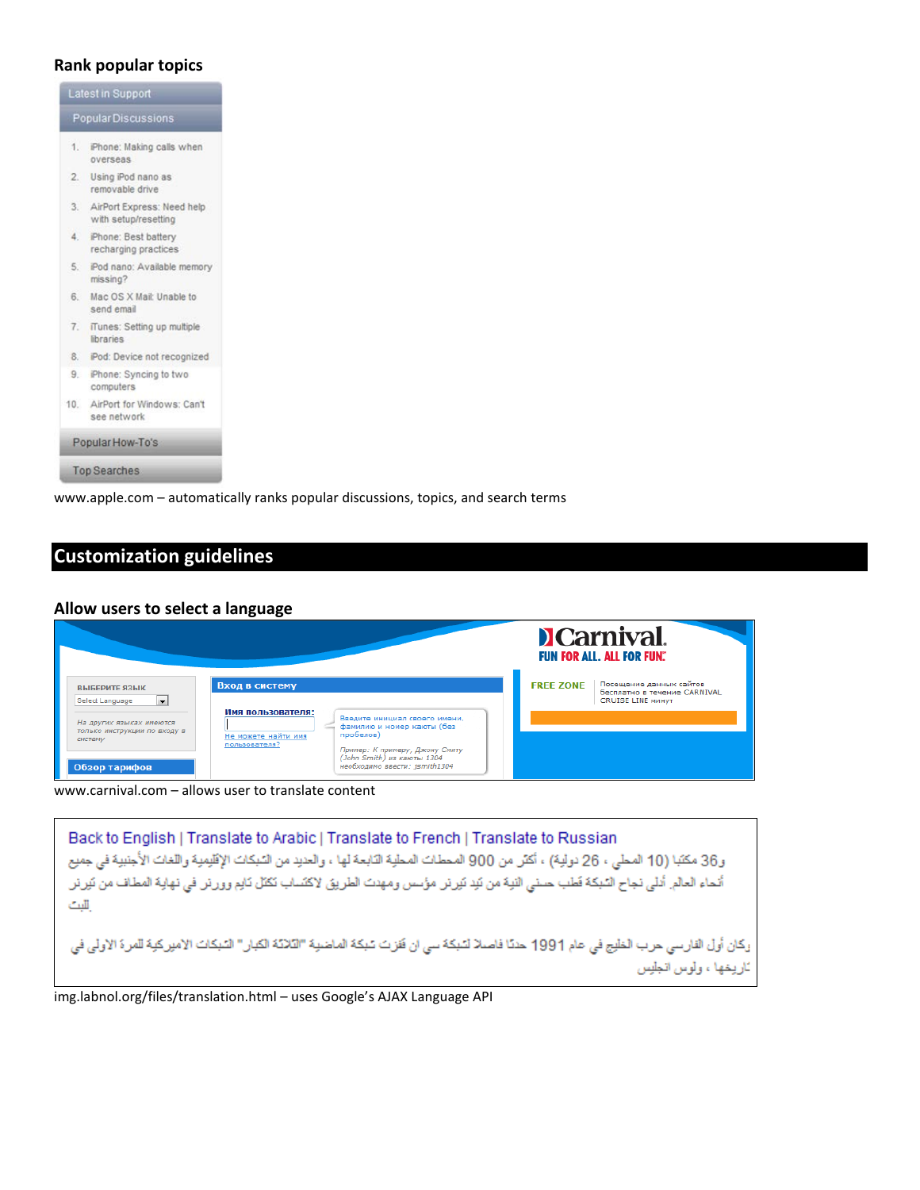### Rank popular topics

Latest in Support

Popular Discussions

1. iPhone: Making calls when overseas
2. Using iPod nano as removable drive
3. AirPort Express: Need help with setup/resetting
4. iPhone: Best battery recharging practices
5. iPod nano: Available memory missing?
6. Mac OS X Mail: Unable to send email
7. iTunes: Setting up multiple libraries
8. iPod: Device not recognized
9. iPhone: Syncing to two computers
10. AirPort for Windows: Can't see network

Popular How-To's

Top Searches

www.apple.com – automatically ranks popular discussions, topics, and search terms

## Customization guidelines

### Allow users to select a language

ВЫБЕРИТЕ ЯЗЫК

Select Language

На других языках имеются только инструкции по входу в систему

Обзор тарифов

Вход в систему

Имя пользователя:

Не можете найти имя пользователя?

Введите инициал своего имени, фамилию и номер каюты (без пробелов)

Пример: К примеру, Джону Смиту (John Smith) из каюты 1304 необходимо ввести: jsmith1304

Carnival. FUN FOR ALL. ALL FOR FUN.

FREE ZONE

Посещение данных сайтов бесплатно в течение CARNIVAL CRUISE LINE минут

www.carnival.com – allows user to translate content

Back to English | Translate to Arabic | Translate to French | Translate to Russian

و36 مكتبا (10 المحلي ، 26 دولية) ، أكثر من 900 المحطات المحلية التابعة لها ، والعديد من الشبكات الإقليمية واللغات الأجنبية في جميع أنحاء العالم. أدلى نجاح الشبكة قطب حتى النية من تيد تيرنر مؤسس ومهدت الطريق لاكتساب تكتل تايم ووررنر في نهاية المطاف من تيرنر للبث.

وكان أول الفارسي حرب الخليج في عام 1991 حدثا فاصلا لشبكة سي ان فترة شبكة الماضية "الثلاثة الكبار" الشبكات الاميركية للمرة الاولى في تاريخها ، ولوس انجليس

img.labnol.org/files/translation.html – uses Google's AJAX Language API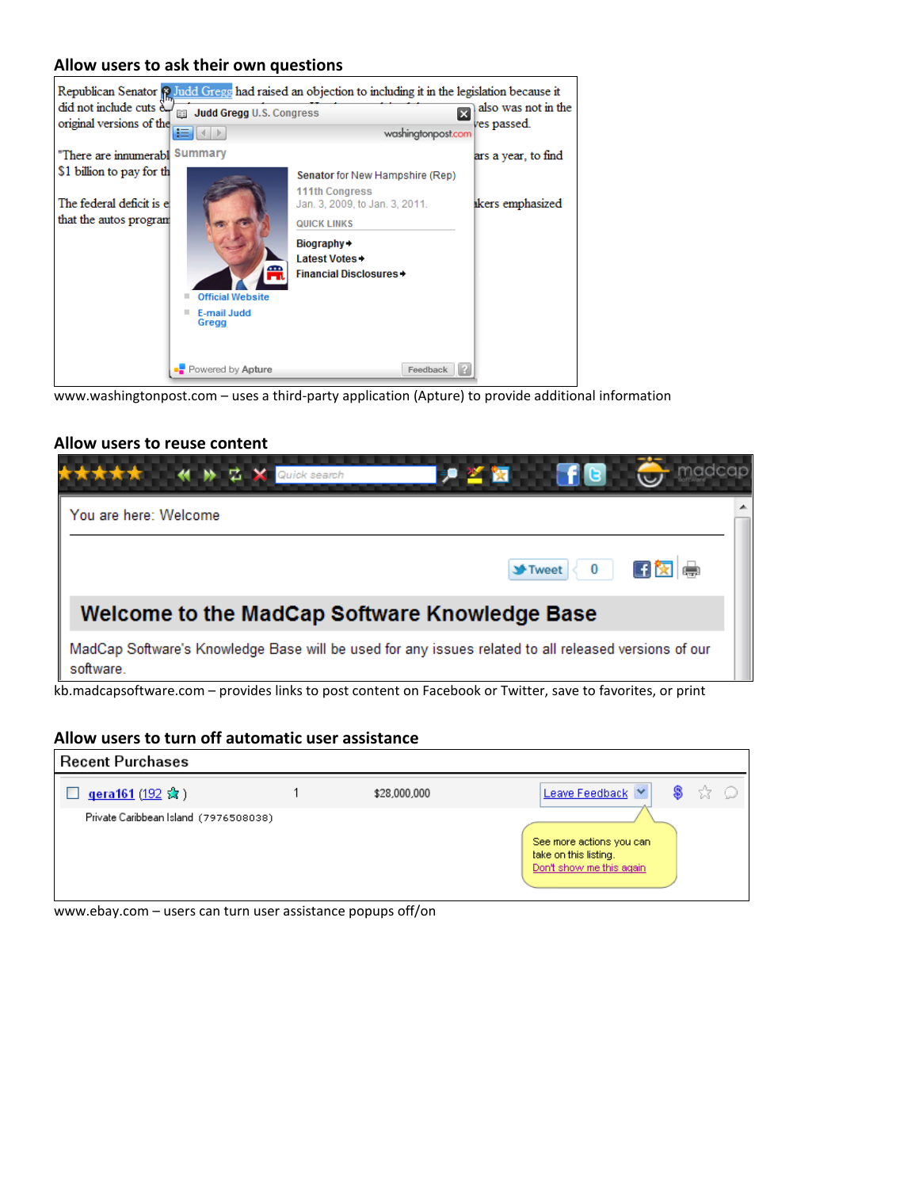## Allow users to ask their own questions

www.washingtonpost.com – uses a third-party application (Apture) to provide additional information

## Allow users to reuse content

kb.madcapsoftware.com – provides links to post content on Facebook or Twitter, save to favorites, or print

## Allow users to turn off automatic user assistance

www.ebay.com – users can turn user assistance popups off/on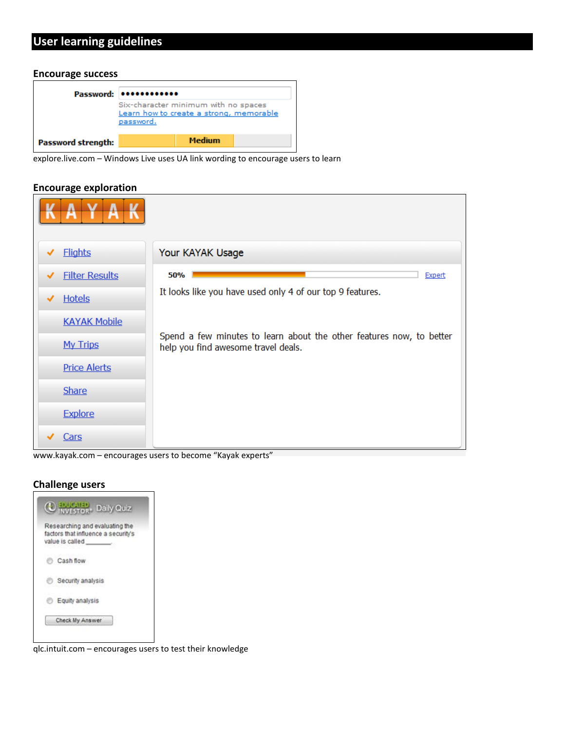## User learning guidelines

### Encourage success

Password: ●●●●●●●●●●●●
Six-character minimum with no spaces
Learn how to create a strong, memorable password.
Password strength: Medium

explore.live.com – Windows Live uses UA link wording to encourage users to learn

### Encourage exploration

KAYAK

- ✓ Flights
- ✓ Filter Results
- ✓ Hotels
- KAYAK Mobile
- My Trips
- Price Alerts
- Share
- Explore
- ✓ Cars

Your KAYAK Usage

50% Expert

It looks like you have used only 4 of our top 9 features.

Spend a few minutes to learn about the other features now, to better help you find awesome travel deals.

www.kayak.com – encourages users to become "Kayak experts"

### Challenge users

EDUCATED INVESTOR Daily Quiz

Researching and evaluating the factors that influence a security's value is called ______.

- Cash flow
- Security analysis
- Equity analysis

Check My Answer

qlc.intuit.com – encourages users to test their knowledge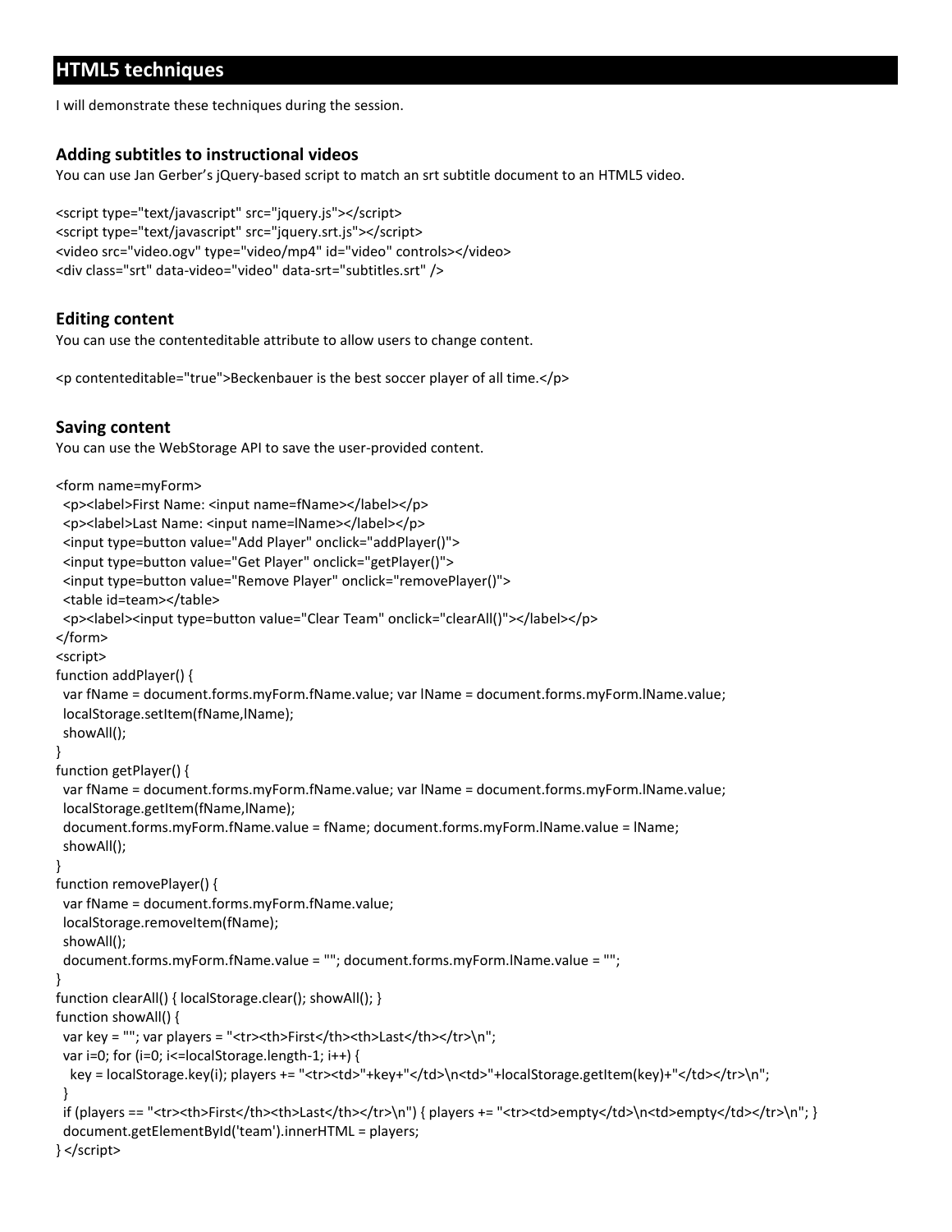## HTML5 techniques

I will demonstrate these techniques during the session.

### Adding subtitles to instructional videos

You can use Jan Gerber's jQuery-based script to match an srt subtitle document to an HTML5 video.

```
<script type="text/javascript" src="jquery.js"></script>
<script type="text/javascript" src="jquery.srt.js"></script>
<video src="video.ogv" type="video/mp4" id="video" controls></video>
<div class="srt" data-video="video" data-srt="subtitles.srt" />
```

### Editing content

You can use the contenteditable attribute to allow users to change content.

```
<p contenteditable="true">Beckenbauer is the best soccer player of all time.</p>
```

### Saving content

You can use the WebStorage API to save the user-provided content.

```
<form name=myForm>
  <p><label>First Name: <input name=fName></label></p>
  <p><label>Last Name: <input name=lName></label></p>
  <input type=button value="Add Player" onclick="addPlayer()">
  <input type=button value="Get Player" onclick="getPlayer()">
  <input type=button value="Remove Player" onclick="removePlayer()">
  <table id=team></table>
  <p><label><input type=button value="Clear Team" onclick="clearAll()"></label></p>
</form>
<script>
function addPlayer() {
  var fName = document.forms.myForm.fName.value; var lName = document.forms.myForm.lName.value;
  localStorage.setItem(fName,lName);
  showAll();
}
function getPlayer() {
  var fName = document.forms.myForm.fName.value; var lName = document.forms.myForm.lName.value;
  localStorage.getItem(fName,lName);
  document.forms.myForm.fName.value = fName; document.forms.myForm.lName.value = lName;
  showAll();
}
function removePlayer() {
  var fName = document.forms.myForm.fName.value;
  localStorage.removeItem(fName);
  showAll();
  document.forms.myForm.fName.value = ""; document.forms.myForm.lName.value = "";
}
function clearAll() { localStorage.clear(); showAll(); }
function showAll() {
  var key = ""; var players = "<tr><th>First</th><th>Last</th></tr>\n";
  var i=0; for (i=0; i<=localStorage.length-1; i++) {
    key = localStorage.key(i); players += "<tr><td>"+key+"</td>\n<td>"+localStorage.getItem(key)+"</td></tr>\n";
  }
  if (players == "<tr><th>First</th><th>Last</th></tr>\n") { players += "<tr><td>empty</td>\n<td>empty</td></tr>\n"; }
  document.getElementById('team').innerHTML = players;
} </script>
```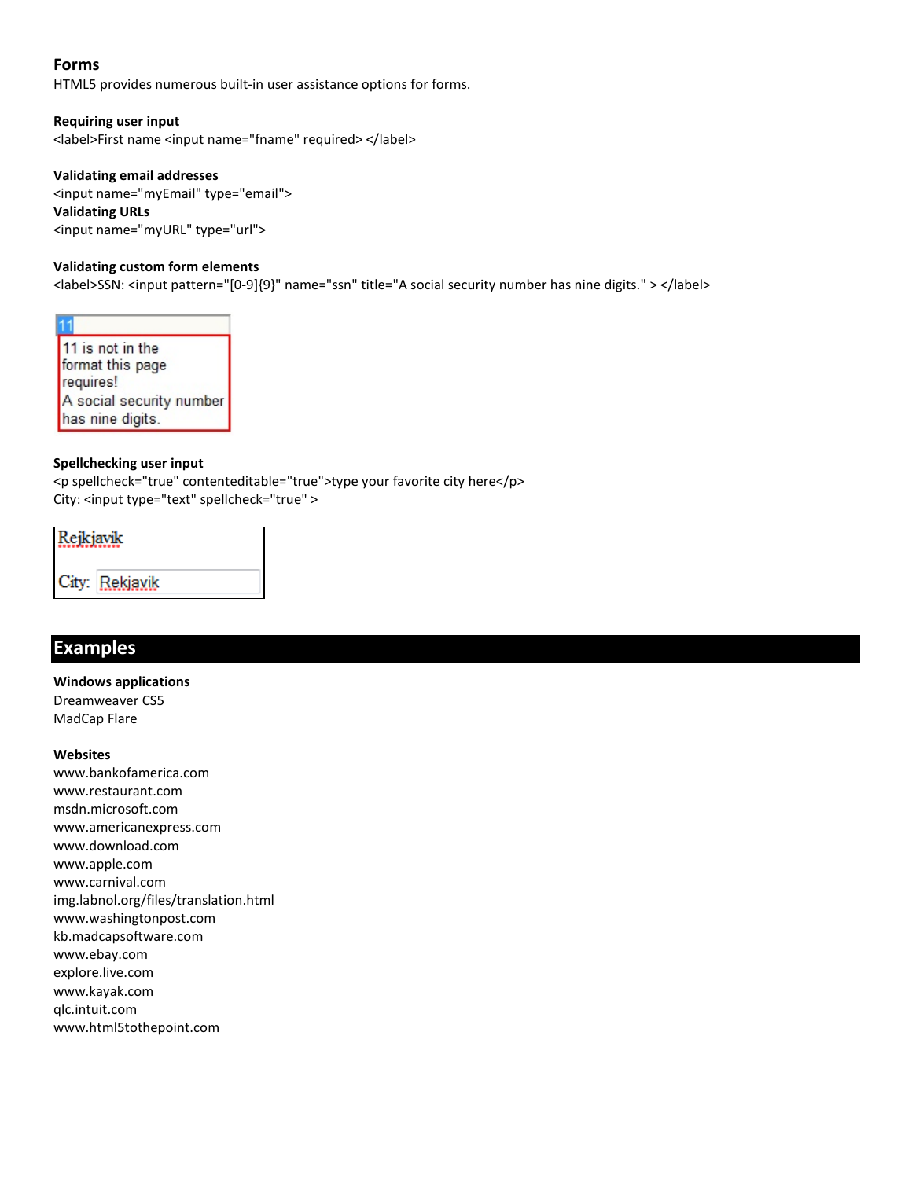## Forms

HTML5 provides numerous built-in user assistance options for forms.

### Requiring user input

<label>First name <input name="fname" required> </label>

### Validating email addresses

<input name="myEmail" type="email">

### Validating URLs

<input name="myURL" type="url">

### Validating custom form elements

<label>SSN: <input pattern="[0-9]{9}" name="ssn" title="A social security number has nine digits." > </label>

### Spellchecking user input

<p spellcheck="true" contenteditable="true">type your favorite city here</p>
City: <input type="text" spellcheck="true" >

# Examples

### Windows applications

Dreamweaver CS5
MadCap Flare

### Websites

www.bankofamerica.com
www.restaurant.com
msdn.microsoft.com
www.americanexpress.com
www.download.com
www.apple.com
www.carnival.com
img.labnol.org/files/translation.html
www.washingtonpost.com
kb.madcapsoftware.com
www.ebay.com
explore.live.com
www.kayak.com
qlc.intuit.com
www.html5tothepoint.com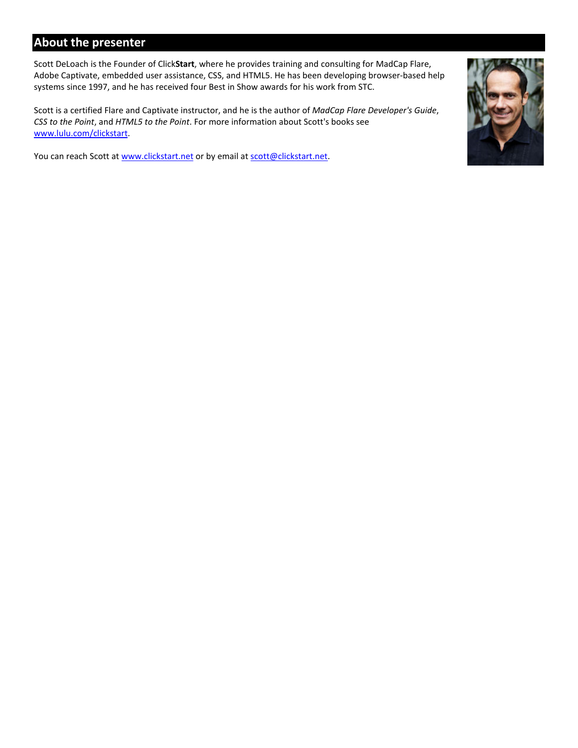## About the presenter

Scott DeLoach is the Founder of Click**Start**, where he provides training and consulting for MadCap Flare, Adobe Captivate, embedded user assistance, CSS, and HTML5. He has been developing browser-based help systems since 1997, and he has received four Best in Show awards for his work from STC.

Scott is a certified Flare and Captivate instructor, and he is the author of *MadCap Flare Developer's Guide*, *CSS to the Point*, and *HTML5 to the Point*. For more information about Scott's books see www.lulu.com/clickstart.

You can reach Scott at www.clickstart.net or by email at scott@clickstart.net.